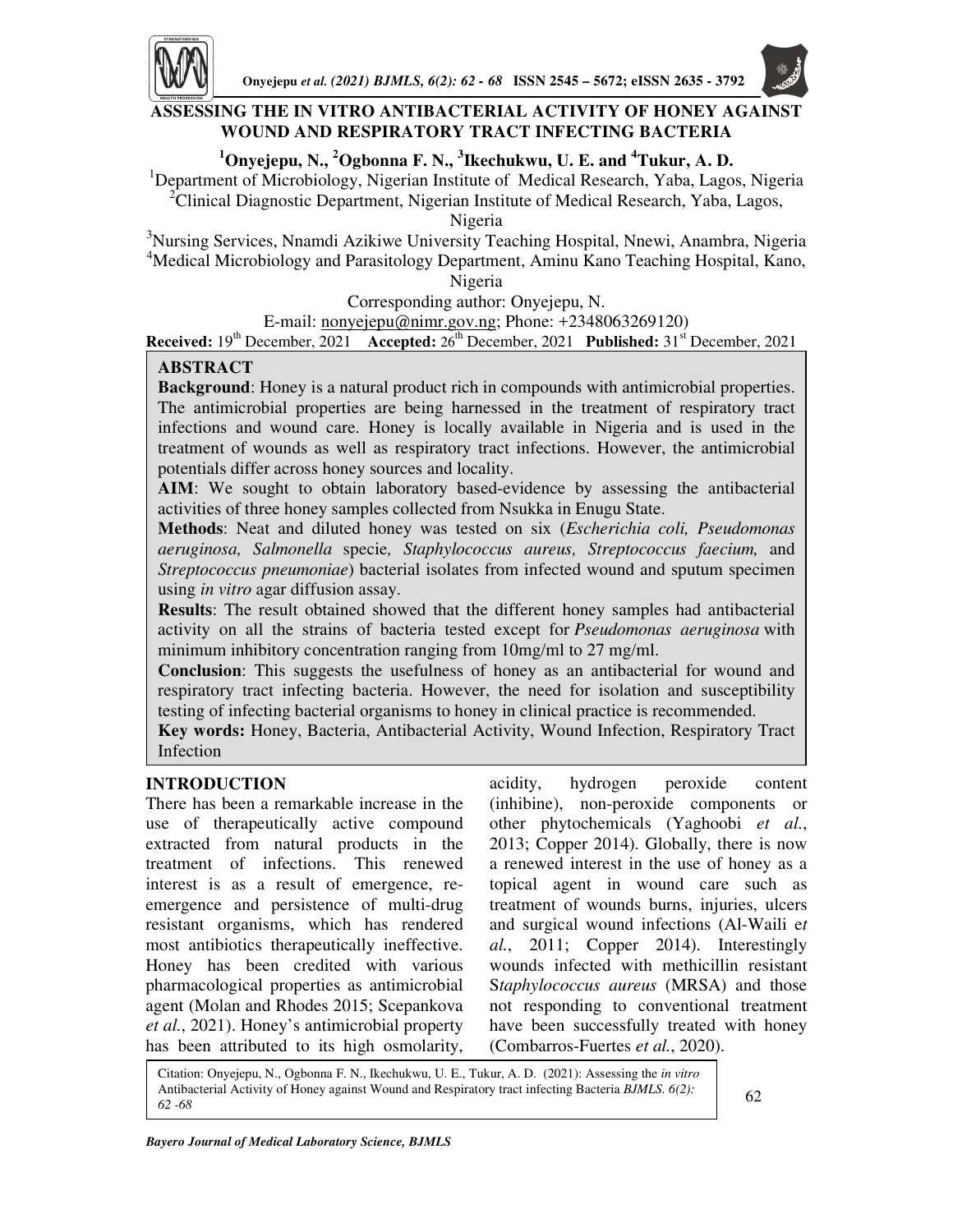# ASSESSING THE IN VITRO ANTIBACTERIAL ACTIVITY OF HONEY AGAINST WOUND AND RESPIRATORY TRACT INFECTING BACTERIA

**[1]Onyejepu, N., [2]Ogbonna F. N., [3]Ikechukwu, U. E. and [4]Tukur, A. D.**

[1]Department of Microbiology, Nigerian Institute of Medical Research, Yaba, Lagos, Nigeria
[2]Clinical Diagnostic Department, Nigerian Institute of Medical Research, Yaba, Lagos, Nigeria
[3]Nursing Services, Nnamdi Azikiwe University Teaching Hospital, Nnewi, Anambra, Nigeria
[4]Medical Microbiology and Parasitology Department, Aminu Kano Teaching Hospital, Kano, Nigeria

Corresponding author: Onyejepu, N.
E-mail: nonyejepu@nimr.gov.ng; Phone: +2348063269120)

**Received:** 19th December, 2021 **Accepted:** 26th December, 2021 **Published:** 31st December, 2021

## ABSTRACT

**Background**: Honey is a natural product rich in compounds with antimicrobial properties. The antimicrobial properties are being harnessed in the treatment of respiratory tract infections and wound care. Honey is locally available in Nigeria and is used in the treatment of wounds as well as respiratory tract infections. However, the antimicrobial potentials differ across honey sources and locality.

**AIM**: We sought to obtain laboratory based-evidence by assessing the antibacterial activities of three honey samples collected from Nsukka in Enugu State.

**Methods**: Neat and diluted honey was tested on six (*Escherichia coli, Pseudomonas aeruginosa, Salmonella* specie*, Staphylococcus aureus, Streptococcus faecium,* and *Streptococcus pneumoniae*) bacterial isolates from infected wound and sputum specimen using *in vitro* agar diffusion assay.

**Results**: The result obtained showed that the different honey samples had antibacterial activity on all the strains of bacteria tested except for *Pseudomonas aeruginosa* with minimum inhibitory concentration ranging from 10mg/ml to 27 mg/ml.

**Conclusion**: This suggests the usefulness of honey as an antibacterial for wound and respiratory tract infecting bacteria. However, the need for isolation and susceptibility testing of infecting bacterial organisms to honey in clinical practice is recommended.

**Key words:** Honey, Bacteria, Antibacterial Activity, Wound Infection, Respiratory Tract Infection

## INTRODUCTION

There has been a remarkable increase in the use of therapeutically active compound extracted from natural products in the treatment of infections. This renewed interest is as a result of emergence, re-emergence and persistence of multi-drug resistant organisms, which has rendered most antibiotics therapeutically ineffective. Honey has been credited with various pharmacological properties as antimicrobial agent (Molan and Rhodes 2015; Scepankova *et al.*, 2021). Honey's antimicrobial property has been attributed to its high osmolarity, acidity, hydrogen peroxide content (inhibine), non-peroxide components or other phytochemicals (Yaghoobi *et al.*, 2013; Copper 2014). Globally, there is now a renewed interest in the use of honey as a topical agent in wound care such as treatment of wounds burns, injuries, ulcers and surgical wound infections (Al-Waili e*t al.*, 2011; Copper 2014). Interestingly wounds infected with methicillin resistant S*taphylococcus aureus* (MRSA) and those not responding to conventional treatment have been successfully treated with honey (Combarros-Fuertes *et al.*, 2020).

Citation: Onyejepu, N., Ogbonna F. N., Ikechukwu, U. E., Tukur, A. D. (2021): Assessing the *in vitro* Antibacterial Activity of Honey against Wound and Respiratory tract infecting Bacteria *BJMLS. 6(2): 62 -68*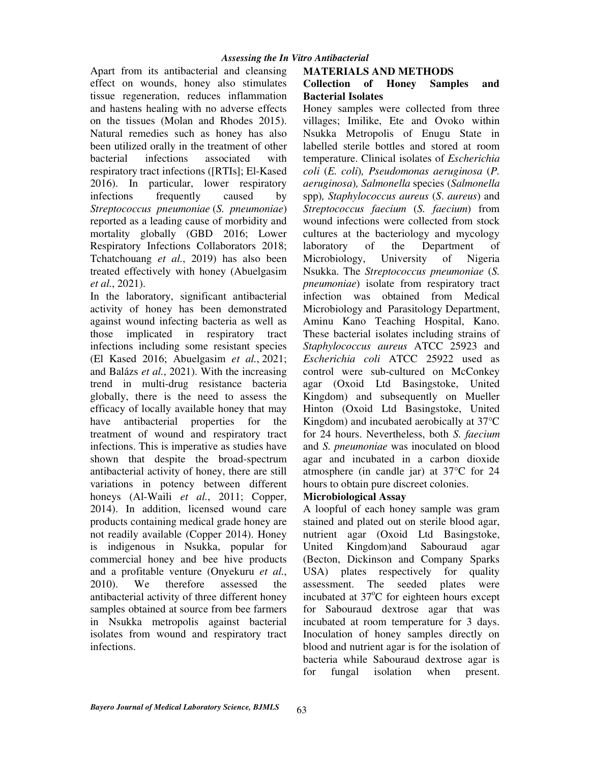Apart from its antibacterial and cleansing effect on wounds, honey also stimulates tissue regeneration, reduces inflammation and hastens healing with no adverse effects on the tissues (Molan and Rhodes 2015). Natural remedies such as honey has also been utilized orally in the treatment of other bacterial infections associated with respiratory tract infections ([RTIs]; El-Kased 2016). In particular, lower respiratory infections frequently caused by *Streptococcus pneumoniae* (*S. pneumoniae*) reported as a leading cause of morbidity and mortality globally (GBD 2016; Lower Respiratory Infections Collaborators 2018; Tchatchouang *et al.*, 2019) has also been treated effectively with honey (Abuelgasim *et al.*, 2021).

In the laboratory, significant antibacterial activity of honey has been demonstrated against wound infecting bacteria as well as those implicated in respiratory tract infections including some resistant species (El Kased 2016; Abuelgasim *et al.*, 2021; and Balázs *et al.*, 2021). With the increasing trend in multi-drug resistance bacteria globally, there is the need to assess the efficacy of locally available honey that may have antibacterial properties for the treatment of wound and respiratory tract infections. This is imperative as studies have shown that despite the broad-spectrum antibacterial activity of honey, there are still variations in potency between different honeys (Al-Waili *et al.*, 2011; Copper, 2014). In addition, licensed wound care products containing medical grade honey are not readily available (Copper 2014). Honey is indigenous in Nsukka, popular for commercial honey and bee hive products and a profitable venture (Onyekuru *et al.*, 2010). We therefore assessed the antibacterial activity of three different honey samples obtained at source from bee farmers in Nsukka metropolis against bacterial isolates from wound and respiratory tract infections.

## MATERIALS AND METHODS

### Collection of Honey Samples and Bacterial Isolates

Honey samples were collected from three villages; Imilike, Ete and Ovoko within Nsukka Metropolis of Enugu State in labelled sterile bottles and stored at room temperature. Clinical isolates of *Escherichia coli* (*E. coli*), *Pseudomonas aeruginosa* (*P. aeruginosa*), *Salmonella* species (*Salmonella* spp), *Staphylococcus aureus* (*S. aureus*) and *Streptococcus faecium* (*S. faecium*) from wound infections were collected from stock cultures at the bacteriology and mycology laboratory of the Department of Microbiology, University of Nigeria Nsukka. The *Streptococcus pneumoniae* (*S. pneumoniae*) isolate from respiratory tract infection was obtained from Medical Microbiology and Parasitology Department, Aminu Kano Teaching Hospital, Kano. These bacterial isolates including strains of *Staphylococcus aureus* ATCC 25923 and *Escherichia coli* ATCC 25922 used as control were sub-cultured on McConkey agar (Oxoid Ltd Basingstoke, United Kingdom) and subsequently on Mueller Hinton (Oxoid Ltd Basingstoke, United Kingdom) and incubated aerobically at 37°C for 24 hours. Nevertheless, both *S. faecium* and *S. pneumoniae* was inoculated on blood agar and incubated in a carbon dioxide atmosphere (in candle jar) at 37°C for 24 hours to obtain pure discreet colonies.

### Microbiological Assay

A loopful of each honey sample was gram stained and plated out on sterile blood agar, nutrient agar (Oxoid Ltd Basingstoke, United Kingdom)and Sabouraud agar (Becton, Dickinson and Company Sparks USA) plates respectively for quality assessment. The seeded plates were incubated at $37^{o}$C for eighteen hours except for Sabouraud dextrose agar that was incubated at room temperature for 3 days. Inoculation of honey samples directly on blood and nutrient agar is for the isolation of bacteria while Sabouraud dextrose agar is for fungal isolation when present.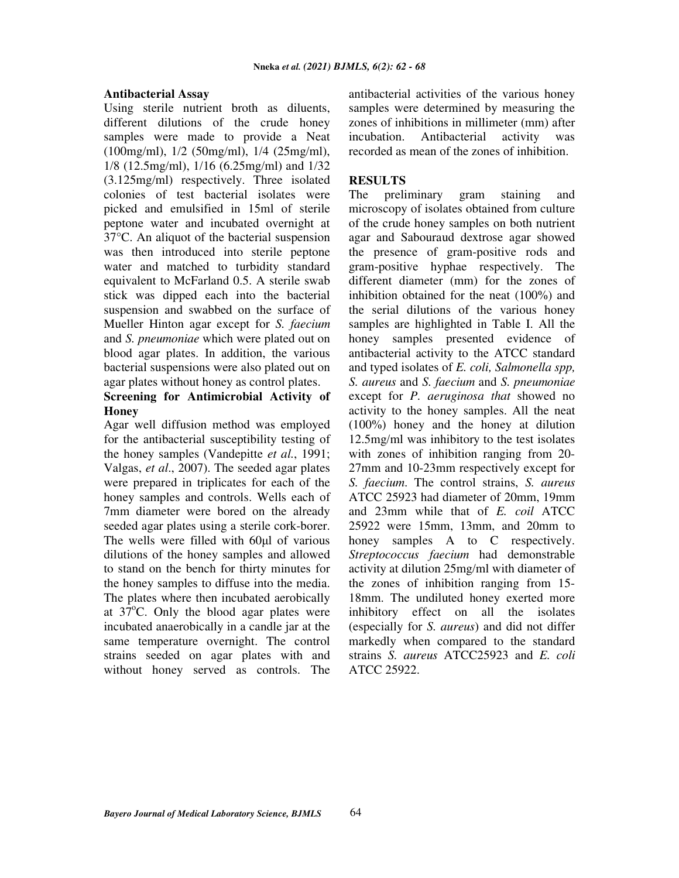### Antibacterial Assay

Using sterile nutrient broth as diluents, different dilutions of the crude honey samples were made to provide a Neat (100mg/ml), 1/2 (50mg/ml), 1/4 (25mg/ml), 1/8 (12.5mg/ml), 1/16 (6.25mg/ml) and 1/32 (3.125mg/ml) respectively. Three isolated colonies of test bacterial isolates were picked and emulsified in 15ml of sterile peptone water and incubated overnight at 37°C. An aliquot of the bacterial suspension was then introduced into sterile peptone water and matched to turbidity standard equivalent to McFarland 0.5. A sterile swab stick was dipped each into the bacterial suspension and swabbed on the surface of Mueller Hinton agar except for *S. faecium* and *S. pneumoniae* which were plated out on blood agar plates. In addition, the various bacterial suspensions were also plated out on agar plates without honey as control plates.

### Screening for Antimicrobial Activity of Honey

Agar well diffusion method was employed for the antibacterial susceptibility testing of the honey samples (Vandepitte *et al.*, 1991; Valgas, *et al*., 2007). The seeded agar plates were prepared in triplicates for each of the honey samples and controls. Wells each of 7mm diameter were bored on the already seeded agar plates using a sterile cork-borer. The wells were filled with 60µl of various dilutions of the honey samples and allowed to stand on the bench for thirty minutes for the honey samples to diffuse into the media. The plates where then incubated aerobically at 37°C. Only the blood agar plates were incubated anaerobically in a candle jar at the same temperature overnight. The control strains seeded on agar plates with and without honey served as controls. The antibacterial activities of the various honey samples were determined by measuring the zones of inhibitions in millimeter (mm) after incubation. Antibacterial activity was recorded as mean of the zones of inhibition.

### RESULTS

The preliminary gram staining and microscopy of isolates obtained from culture of the crude honey samples on both nutrient agar and Sabouraud dextrose agar showed the presence of gram-positive rods and gram-positive hyphae respectively. The different diameter (mm) for the zones of inhibition obtained for the neat (100%) and the serial dilutions of the various honey samples are highlighted in Table I. All the honey samples presented evidence of antibacterial activity to the ATCC standard and typed isolates of *E. coli, Salmonella spp, S. aureus* and *S. faecium* and *S. pneumoniae* except for *P. aeruginosa that* showed no activity to the honey samples. All the neat (100%) honey and the honey at dilution 12.5mg/ml was inhibitory to the test isolates with zones of inhibition ranging from 20-27mm and 10-23mm respectively except for *S. faecium*. The control strains, *S. aureus* ATCC 25923 had diameter of 20mm, 19mm and 23mm while that of *E. coil* ATCC 25922 were 15mm, 13mm, and 20mm to honey samples A to C respectively. *Streptococcus faecium* had demonstrable activity at dilution 25mg/ml with diameter of the zones of inhibition ranging from 15-18mm. The undiluted honey exerted more inhibitory effect on all the isolates (especially for *S. aureus*) and did not differ markedly when compared to the standard strains *S. aureus* ATCC25923 and *E. coli* ATCC 25922.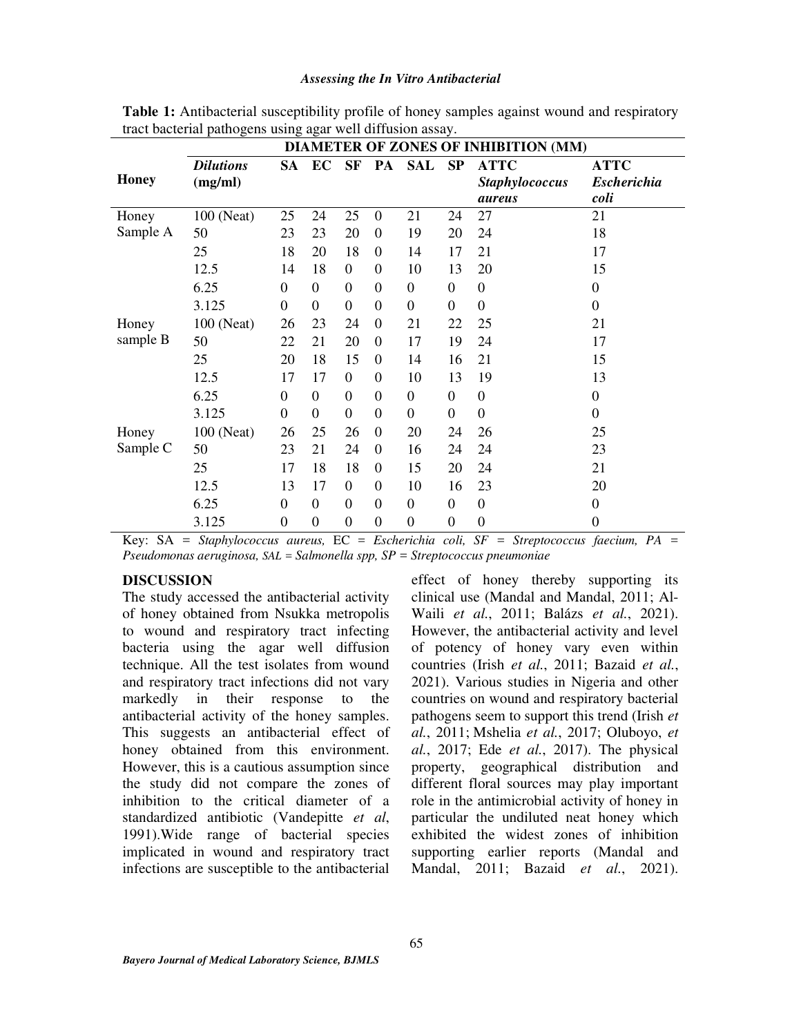**Table 1:** Antibacterial susceptibility profile of honey samples against wound and respiratory tract bacterial pathogens using agar well diffusion assay.

| Honey | DIAMETER OF ZONES OF INHIBITION (MM) | | | | | | | | |
|---|---|---|---|---|---|---|---|---|---|
| | ***Dilutions* (mg/ml)** | **SA** | **EC** | **SF** | **PA** | **SAL** | **SP** | **ATTC *Staphylococcus aureus*** | **ATTC *Escherichia coli*** |
| Honey Sample A | 100 (Neat) | 25 | 24 | 25 | 0 | 21 | 24 | 27 | 21 |
| | 50 | 23 | 23 | 20 | 0 | 19 | 20 | 24 | 18 |
| | 25 | 18 | 20 | 18 | 0 | 14 | 17 | 21 | 17 |
| | 12.5 | 14 | 18 | 0 | 0 | 10 | 13 | 20 | 15 |
| | 6.25 | 0 | 0 | 0 | 0 | 0 | 0 | 0 | 0 |
| | 3.125 | 0 | 0 | 0 | 0 | 0 | 0 | 0 | 0 |
| Honey sample B | 100 (Neat) | 26 | 23 | 24 | 0 | 21 | 22 | 25 | 21 |
| | 50 | 22 | 21 | 20 | 0 | 17 | 19 | 24 | 17 |
| | 25 | 20 | 18 | 15 | 0 | 14 | 16 | 21 | 15 |
| | 12.5 | 17 | 17 | 0 | 0 | 10 | 13 | 19 | 13 |
| | 6.25 | 0 | 0 | 0 | 0 | 0 | 0 | 0 | 0 |
| | 3.125 | 0 | 0 | 0 | 0 | 0 | 0 | 0 | 0 |
| Honey Sample C | 100 (Neat) | 26 | 25 | 26 | 0 | 20 | 24 | 26 | 25 |
| | 50 | 23 | 21 | 24 | 0 | 16 | 24 | 24 | 23 |
| | 25 | 17 | 18 | 18 | 0 | 15 | 20 | 24 | 21 |
| | 12.5 | 13 | 17 | 0 | 0 | 10 | 16 | 23 | 20 |
| | 6.25 | 0 | 0 | 0 | 0 | 0 | 0 | 0 | 0 |
| | 3.125 | 0 | 0 | 0 | 0 | 0 | 0 | 0 | 0 |

Key: SA = *Staphylococcus aureus,* EC = *Escherichia coli, SF = Streptococcus faecium, PA = Pseudomonas aeruginosa, SAL = Salmonella spp, SP = Streptococcus pneumoniae*

## DISCUSSION

The study accessed the antibacterial activity of honey obtained from Nsukka metropolis to wound and respiratory tract infecting bacteria using the agar well diffusion technique. All the test isolates from wound and respiratory tract infections did not vary markedly in their response to the antibacterial activity of the honey samples. This suggests an antibacterial effect of honey obtained from this environment. However, this is a cautious assumption since the study did not compare the zones of inhibition to the critical diameter of a standardized antibiotic (Vandepitte *et al*, 1991).Wide range of bacterial species implicated in wound and respiratory tract infections are susceptible to the antibacterial effect of honey thereby supporting its clinical use (Mandal and Mandal, 2011; Al-Waili *et al.*, 2011; Balázs *et al.*, 2021). However, the antibacterial activity and level of potency of honey vary even within countries (Irish *et al.*, 2011; Bazaid *et al.*, 2021). Various studies in Nigeria and other countries on wound and respiratory bacterial pathogens seem to support this trend (Irish *et al.*, 2011; Mshelia *et al.*, 2017; Oluboyo, *et al.*, 2017; Ede *et al.*, 2017). The physical property, geographical distribution and different floral sources may play important role in the antimicrobial activity of honey in particular the undiluted neat honey which exhibited the widest zones of inhibition supporting earlier reports (Mandal and Mandal, 2011; Bazaid *et al.*, 2021).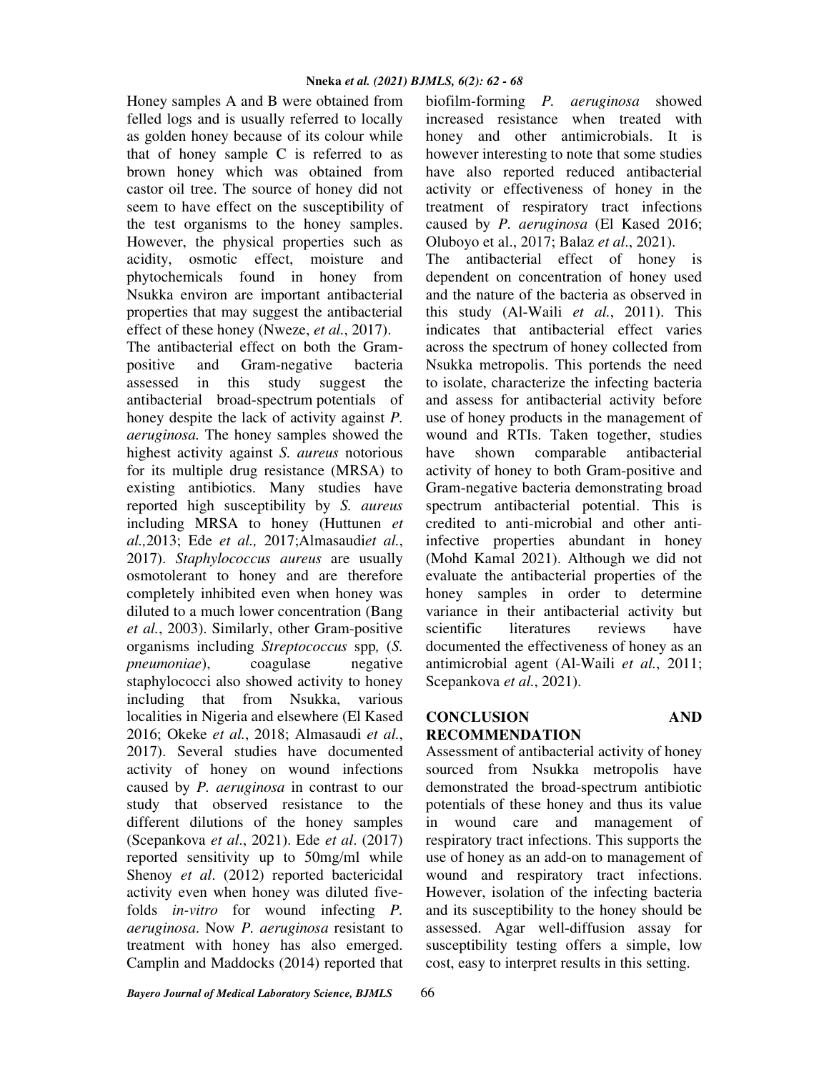Honey samples A and B were obtained from felled logs and is usually referred to locally as golden honey because of its colour while that of honey sample C is referred to as brown honey which was obtained from castor oil tree. The source of honey did not seem to have effect on the susceptibility of the test organisms to the honey samples. However, the physical properties such as acidity, osmotic effect, moisture and phytochemicals found in honey from Nsukka environ are important antibacterial properties that may suggest the antibacterial effect of these honey (Nweze, *et al.*, 2017).

The antibacterial effect on both the Gram-positive and Gram-negative bacteria assessed in this study suggest the antibacterial broad-spectrum potentials of honey despite the lack of activity against *P. aeruginosa.* The honey samples showed the highest activity against *S. aureus* notorious for its multiple drug resistance (MRSA) to existing antibiotics. Many studies have reported high susceptibility by *S. aureus* including MRSA to honey (Huttunen *et al.,*2013; Ede *et al.,* 2017;Almasaudi*et al.*, 2017). *Staphylococcus aureus* are usually osmotolerant to honey and are therefore completely inhibited even when honey was diluted to a much lower concentration (Bang *et al.*, 2003). Similarly, other Gram-positive organisms including *Streptococcus* spp*,* (*S. pneumoniae*), coagulase negative staphylococci also showed activity to honey including that from Nsukka, various localities in Nigeria and elsewhere (El Kased 2016; Okeke *et al.*, 2018; Almasaudi *et al.*, 2017). Several studies have documented activity of honey on wound infections caused by *P. aeruginosa* in contrast to our study that observed resistance to the different dilutions of the honey samples (Scepankova *et al*., 2021). Ede *et al*. (2017) reported sensitivity up to 50mg/ml while Shenoy *et al*. (2012) reported bactericidal activity even when honey was diluted five-folds *in-vitro* for wound infecting *P. aeruginosa*. Now *P. aeruginosa* resistant to treatment with honey has also emerged. Camplin and Maddocks (2014) reported that biofilm-forming *P. aeruginosa* showed increased resistance when treated with honey and other antimicrobials. It is however interesting to note that some studies have also reported reduced antibacterial activity or effectiveness of honey in the treatment of respiratory tract infections caused by *P. aeruginosa* (El Kased 2016; Oluboyo et al., 2017; Balaz *et al*., 2021).

The antibacterial effect of honey is dependent on concentration of honey used and the nature of the bacteria as observed in this study (Al-Waili *et al.*, 2011). This indicates that antibacterial effect varies across the spectrum of honey collected from Nsukka metropolis. This portends the need to isolate, characterize the infecting bacteria and assess for antibacterial activity before use of honey products in the management of wound and RTIs. Taken together, studies have shown comparable antibacterial activity of honey to both Gram-positive and Gram-negative bacteria demonstrating broad spectrum antibacterial potential. This is credited to anti-microbial and other anti-infective properties abundant in honey (Mohd Kamal 2021). Although we did not evaluate the antibacterial properties of the honey samples in order to determine variance in their antibacterial activity but scientific literatures reviews have documented the effectiveness of honey as an antimicrobial agent (Al-Waili *et al.*, 2011; Scepankova *et al.*, 2021).

## CONCLUSION AND RECOMMENDATION

Assessment of antibacterial activity of honey sourced from Nsukka metropolis have demonstrated the broad-spectrum antibiotic potentials of these honey and thus its value in wound care and management of respiratory tract infections. This supports the use of honey as an add-on to management of wound and respiratory tract infections. However, isolation of the infecting bacteria and its susceptibility to the honey should be assessed. Agar well-diffusion assay for susceptibility testing offers a simple, low cost, easy to interpret results in this setting.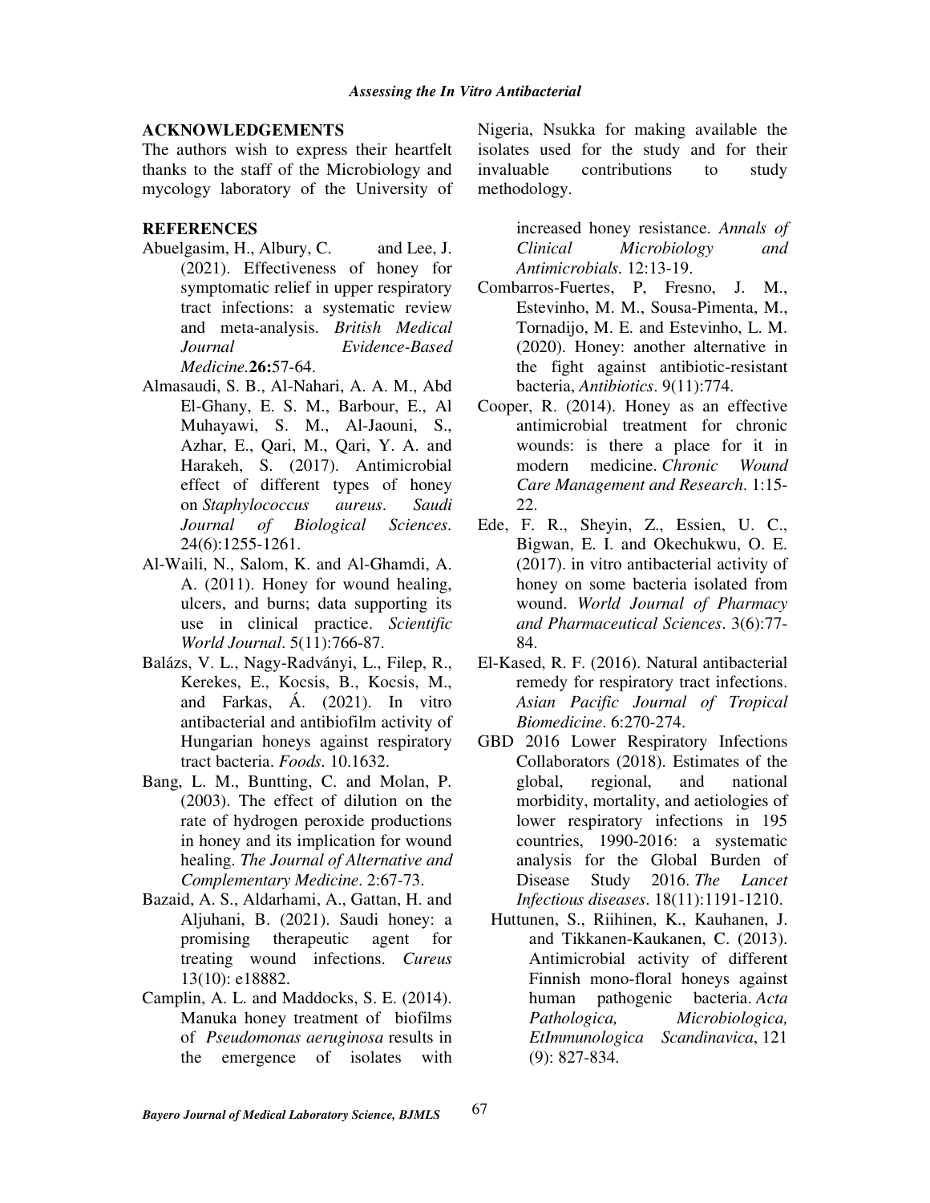## ACKNOWLEDGEMENTS

The authors wish to express their heartfelt thanks to the staff of the Microbiology and mycology laboratory of the University of Nigeria, Nsukka for making available the isolates used for the study and for their invaluable contributions to study methodology.

## REFERENCES

Abuelgasim, H., Albury, C. and Lee, J. (2021). Effectiveness of honey for symptomatic relief in upper respiratory tract infections: a systematic review and meta-analysis. *British Medical Journal Evidence-Based Medicine*.**26:**57-64.

Almasaudi, S. B., Al-Nahari, A. A. M., Abd El-Ghany, E. S. M., Barbour, E., Al Muhayawi, S. M., Al-Jaouni, S., Azhar, E., Qari, M., Qari, Y. A. and Harakeh, S. (2017). Antimicrobial effect of different types of honey on *Staphylococcus aureus*. *Saudi Journal of Biological Sciences*. 24(6):1255-1261.

Al-Waili, N., Salom, K. and Al-Ghamdi, A. A. (2011). Honey for wound healing, ulcers, and burns; data supporting its use in clinical practice. *Scientific World Journal*. 5(11):766-87.

Balázs, V. L., Nagy-Radványi, L., Filep, R., Kerekes, E., Kocsis, B., Kocsis, M., and Farkas, Á. (2021). In vitro antibacterial and antibiofilm activity of Hungarian honeys against respiratory tract bacteria. *Foods*. 10.1632.

Bang, L. M., Buntting, C. and Molan, P. (2003). The effect of dilution on the rate of hydrogen peroxide productions in honey and its implication for wound healing. *The Journal of Alternative and Complementary Medicine*. 2:67-73.

Bazaid, A. S., Aldarhami, A., Gattan, H. and Aljuhani, B. (2021). Saudi honey: a promising therapeutic agent for treating wound infections. *Cureus* 13(10): e18882.

Camplin, A. L. and Maddocks, S. E. (2014). Manuka honey treatment of biofilms of *Pseudomonas aeruginosa* results in the emergence of isolates with increased honey resistance. *Annals of Clinical Microbiology and Antimicrobials*. 12:13-19.

Combarros-Fuertes, P, Fresno, J. M., Estevinho, M. M., Sousa-Pimenta, M., Tornadijo, M. E. and Estevinho, L. M. (2020). Honey: another alternative in the fight against antibiotic-resistant bacteria, *Antibiotics*. 9(11):774.

Cooper, R. (2014). Honey as an effective antimicrobial treatment for chronic wounds: is there a place for it in modern medicine. *Chronic Wound Care Management and Research*. 1:15-22.

Ede, F. R., Sheyin, Z., Essien, U. C., Bigwan, E. I. and Okechukwu, O. E. (2017). in vitro antibacterial activity of honey on some bacteria isolated from wound. *World Journal of Pharmacy and Pharmaceutical Sciences*. 3(6):77-84.

El-Kased, R. F. (2016). Natural antibacterial remedy for respiratory tract infections. *Asian Pacific Journal of Tropical Biomedicine*. 6:270-274.

GBD 2016 Lower Respiratory Infections Collaborators (2018). Estimates of the global, regional, and national morbidity, mortality, and aetiologies of lower respiratory infections in 195 countries, 1990-2016: a systematic analysis for the Global Burden of Disease Study 2016. *The Lancet Infectious diseases*. 18(11):1191-1210.

Huttunen, S., Riihinen, K., Kauhanen, J. and Tikkanen-Kaukanen, C. (2013). Antimicrobial activity of different Finnish mono-floral honeys against human pathogenic bacteria. *Acta Pathologica, Microbiologica, EtImmunologica Scandinavica*, 121 (9): 827-834.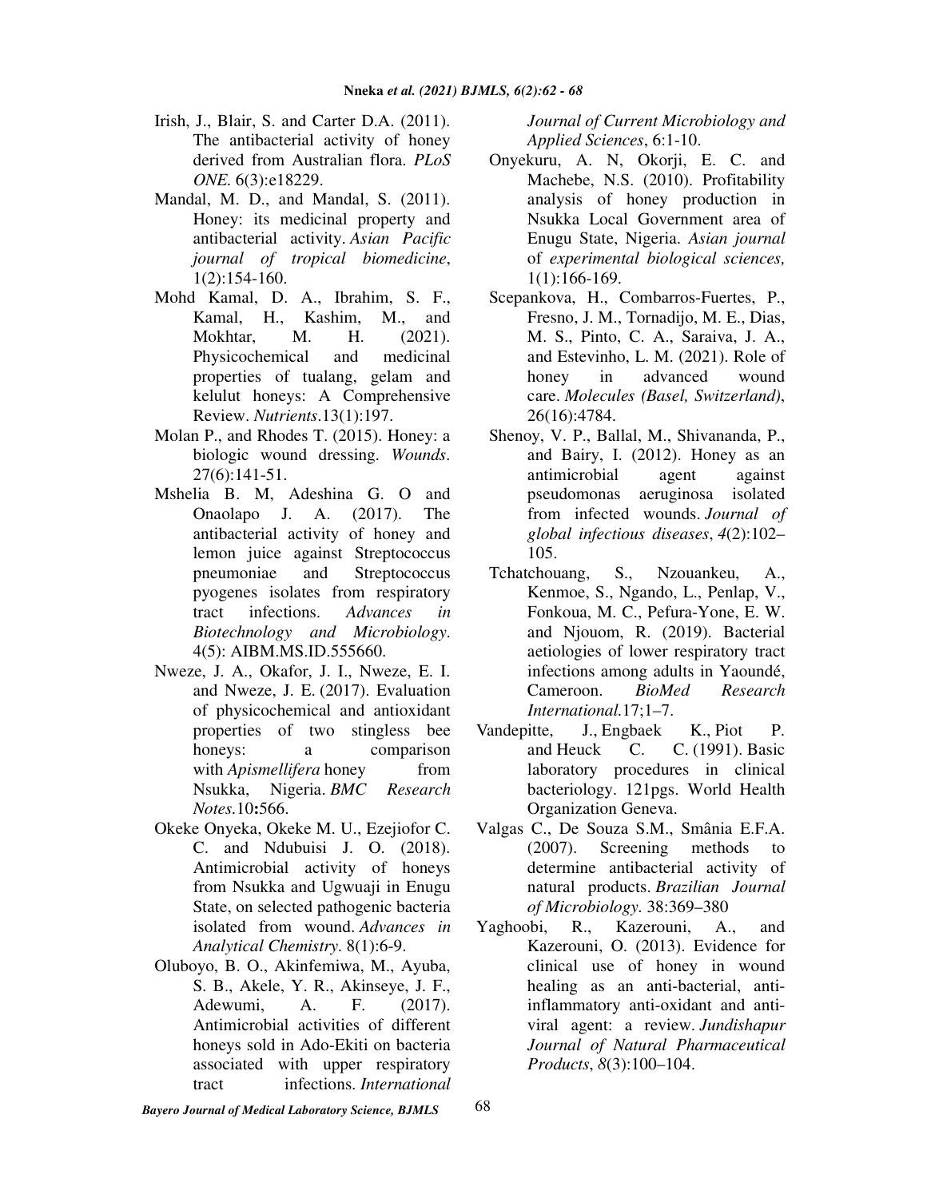Irish, J., Blair, S. and Carter D.A. (2011). The antibacterial activity of honey derived from Australian flora. *PLoS ONE*. 6(3):e18229.

Mandal, M. D., and Mandal, S. (2011). Honey: its medicinal property and antibacterial activity. *Asian Pacific journal of tropical biomedicine*, 1(2):154-160.

Mohd Kamal, D. A., Ibrahim, S. F., Kamal, H., Kashim, M., and Mokhtar, M. H. (2021). Physicochemical and medicinal properties of tualang, gelam and kelulut honeys: A Comprehensive Review. *Nutrients*.13(1):197.

Molan P., and Rhodes T. (2015). Honey: a biologic wound dressing. *Wounds*. 27(6):141-51.

Mshelia B. M, Adeshina G. O and Onaolapo J. A. (2017). The antibacterial activity of honey and lemon juice against Streptococcus pneumoniae and Streptococcus pyogenes isolates from respiratory tract infections. *Advances in Biotechnology and Microbiology*. 4(5): AIBM.MS.ID.555660.

Nweze, J. A., Okafor, J. I., Nweze, E. I. and Nweze, J. E. (2017). Evaluation of physicochemical and antioxidant properties of two stingless bee honeys: a comparison with *Apismellifera* honey from Nsukka, Nigeria. *BMC Research Notes*.10**:**566.

Okeke Onyeka, Okeke M. U., Ezejiofor C. C. and Ndubuisi J. O. (2018). Antimicrobial activity of honeys from Nsukka and Ugwuaji in Enugu State, on selected pathogenic bacteria isolated from wound. *Advances in Analytical Chemistry*. 8(1):6-9.

Oluboyo, B. O., Akinfemiwa, M., Ayuba, S. B., Akele, Y. R., Akinseye, J. F., Adewumi, A. F. (2017). Antimicrobial activities of different honeys sold in Ado-Ekiti on bacteria associated with upper respiratory tract infections. *International Journal of Current Microbiology and Applied Sciences*, 6:1-10.

Onyekuru, A. N, Okorji, E. C. and Machebe, N.S. (2010). Profitability analysis of honey production in Nsukka Local Government area of Enugu State, Nigeria. *Asian journal* of *experimental biological sciences,* 1(1):166-169.

Scepankova, H., Combarros-Fuertes, P., Fresno, J. M., Tornadijo, M. E., Dias, M. S., Pinto, C. A., Saraiva, J. A., and Estevinho, L. M. (2021). Role of honey in advanced wound care. *Molecules (Basel, Switzerland)*, 26(16):4784.

Shenoy, V. P., Ballal, M., Shivananda, P., and Bairy, I. (2012). Honey as an antimicrobial agent against pseudomonas aeruginosa isolated from infected wounds. *Journal of global infectious diseases*, *4*(2):102–105.

Tchatchouang, S., Nzouankeu, A., Kenmoe, S., Ngando, L., Penlap, V., Fonkoua, M. C., Pefura-Yone, E. W. and Njouom, R. (2019). Bacterial aetiologies of lower respiratory tract infections among adults in Yaoundé, Cameroon. *BioMed Research International*.17;1–7.

Vandepitte, J., Engbaek K., Piot P. and Heuck C. C. (1991). Basic laboratory procedures in clinical bacteriology. 121pgs. World Health Organization Geneva.

Valgas C., De Souza S.M., Smânia E.F.A. (2007). Screening methods to determine antibacterial activity of natural products. *Brazilian Journal of Microbiology*. 38:369–380

Yaghoobi, R., Kazerouni, A., and Kazerouni, O. (2013). Evidence for clinical use of honey in wound healing as an anti-bacterial, anti-inflammatory anti-oxidant and anti-viral agent: a review. *Jundishapur Journal of Natural Pharmaceutical Products*, *8*(3):100–104.